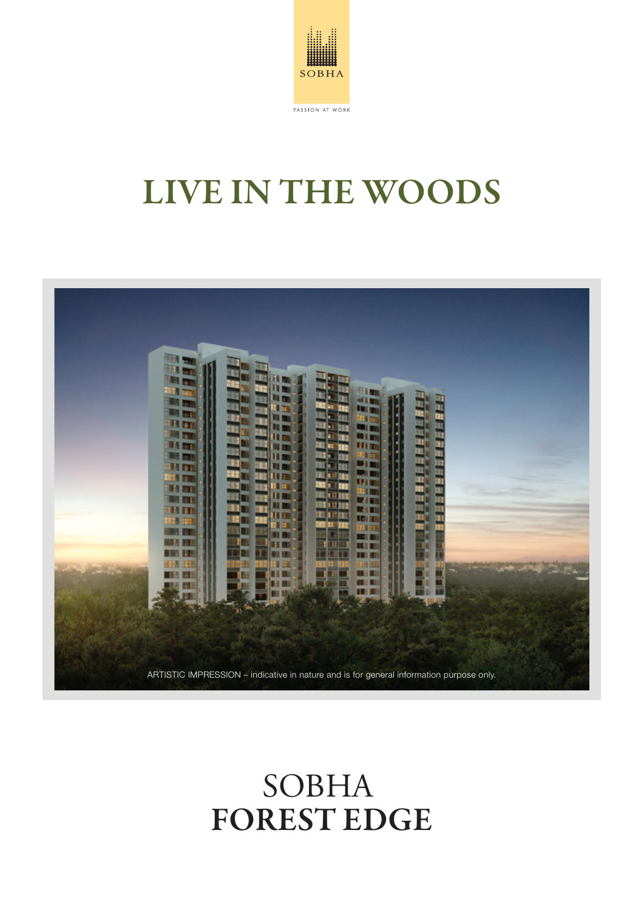SOBHA

PASSION AT WORK

# LIVE IN THE WOODS

ARTISTIC IMPRESSION – indicative in nature and is for general information purpose only.

# SOBHA
# FOREST EDGE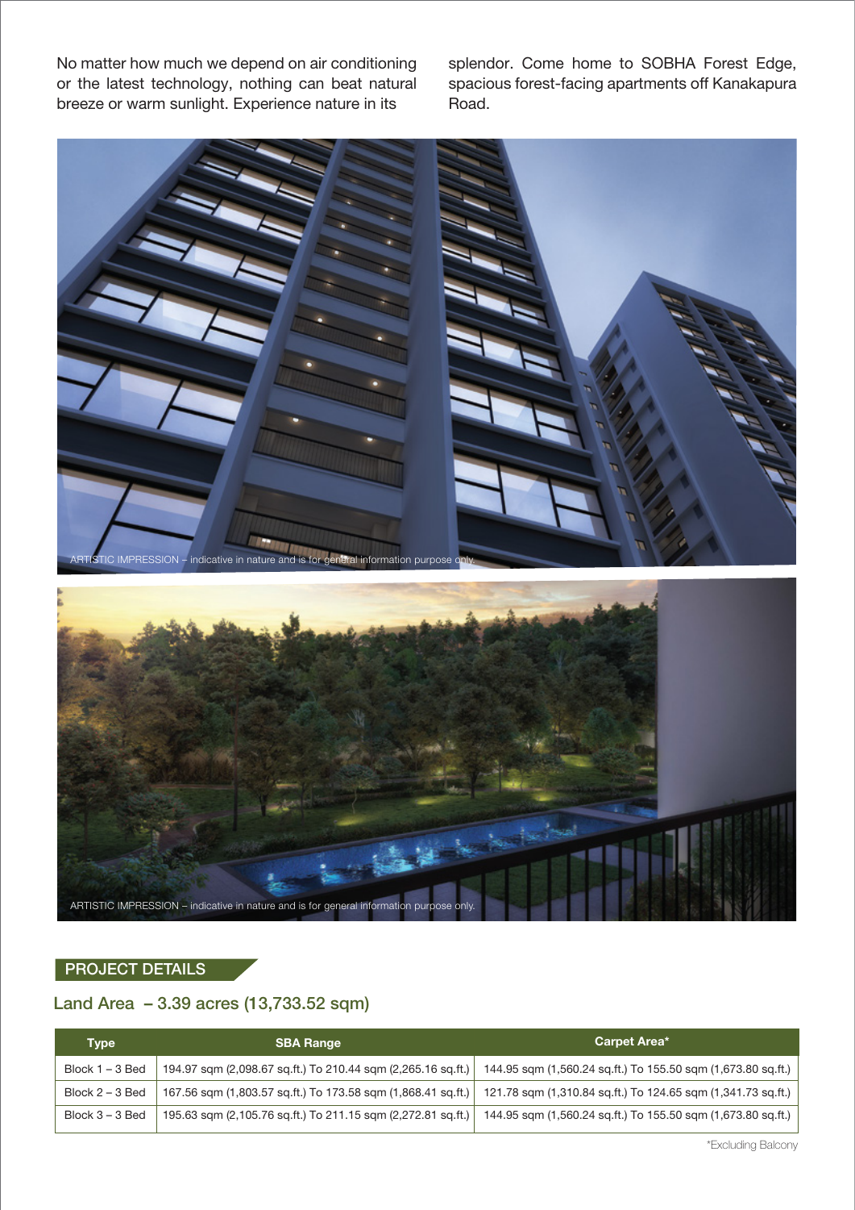No matter how much we depend on air conditioning or the latest technology, nothing can beat natural breeze or warm sunlight. Experience nature in its splendor. Come home to SOBHA Forest Edge, spacious forest-facing apartments off Kanakapura Road.

ARTISTIC IMPRESSION – indicative in nature and is for general information purpose only.

ARTISTIC IMPRESSION – indicative in nature and is for general information purpose only.

## PROJECT DETAILS

### Land Area – 3.39 acres (13,733.52 sqm)

| Type | SBA Range | Carpet Area* |
|---|---|---|
| Block 1 – 3 Bed | 194.97 sqm (2,098.67 sq.ft.) To 210.44 sqm (2,265.16 sq.ft.) | 144.95 sqm (1,560.24 sq.ft.) To 155.50 sqm (1,673.80 sq.ft.) |
| Block 2 – 3 Bed | 167.56 sqm (1,803.57 sq.ft.) To 173.58 sqm (1,868.41 sq.ft.) | 121.78 sqm (1,310.84 sq.ft.) To 124.65 sqm (1,341.73 sq.ft.) |
| Block 3 – 3 Bed | 195.63 sqm (2,105.76 sq.ft.) To 211.15 sqm (2,272.81 sq.ft.) | 144.95 sqm (1,560.24 sq.ft.) To 155.50 sqm (1,673.80 sq.ft.) |

*Excluding Balcony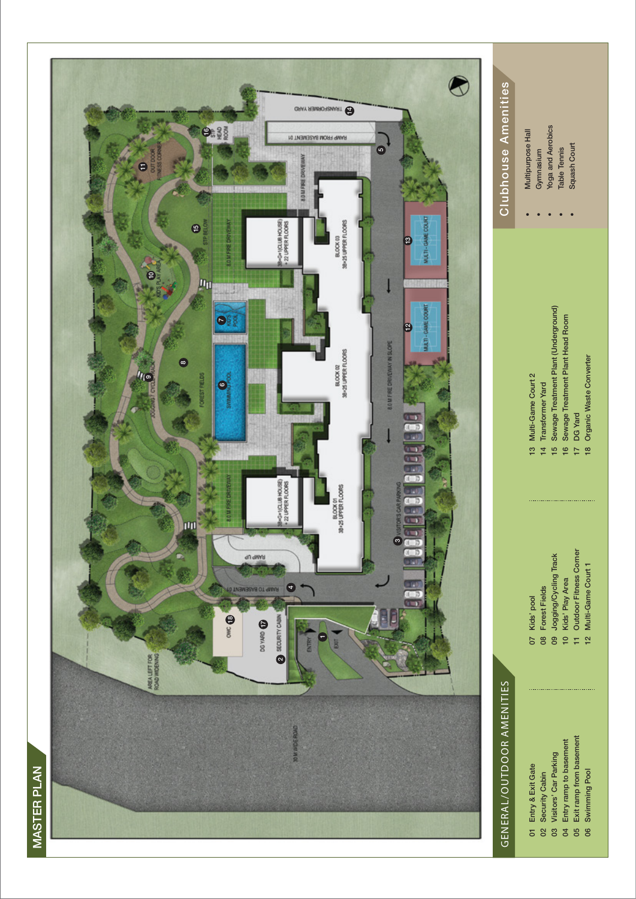# MASTER PLAN

## GENERAL/OUTDOOR AMENITIES

01 Entry & Exit Gate
02 Security Cabin
03 Visitors' Car Parking
04 Entry ramp to basement
05 Exit ramp from basement
06 Swimming Pool
07 Kids' pool
08 Forest Fields
09 Jogging/Cycling Track
10 Kids' Play Area
11 Outdoor Fitness Corner
12 Multi-Game Court 1
13 Multi-Game Court 2
14 Transformer Yard
15 Sewage Treatment Plant (Underground)
16 Sewage Treatment Plant Head Room
17 DG Yard
18 Organic Waste Converter

## Clubhouse Amenities

- Multipurpose Hall
- Gymnasium
- Yoga and Aerobics
- Table Tennis
- Squash Court

30 M WIDE ROAD

AREA LEFT FOR ROAD WIDENING

ENTRY

EXIT

OWC

DG YARD

SECURITY CABIN

RAMP TO BASEMENT 01

RAMP UP

VISITOR'S CAR PARKING

BLOCK 01 3B+25 UPPER FLOORS

3B+G+1(CLUB HOUSE) + 22 UPPER FLOORS

BLOCK 02 3B+25 UPPER FLOORS

BLOCK 03 3B+25 UPPER FLOORS

6.0 M FIRE DRIVEWAY

6.0 M FIRE DRIVEWAY IN SLOPE

SWIMMING POOL

KIDS' POOL

FOREST FIELDS

JOGGING / CYCLING TRACK

KIDS' PLAY AREA

OUT DOOR FITNESS CORNER

STP BELOW

STP HEAD ROOM

MULTI - GAME COURT

RAMP FROM BASEMENT 01

TRANSFORMER YARD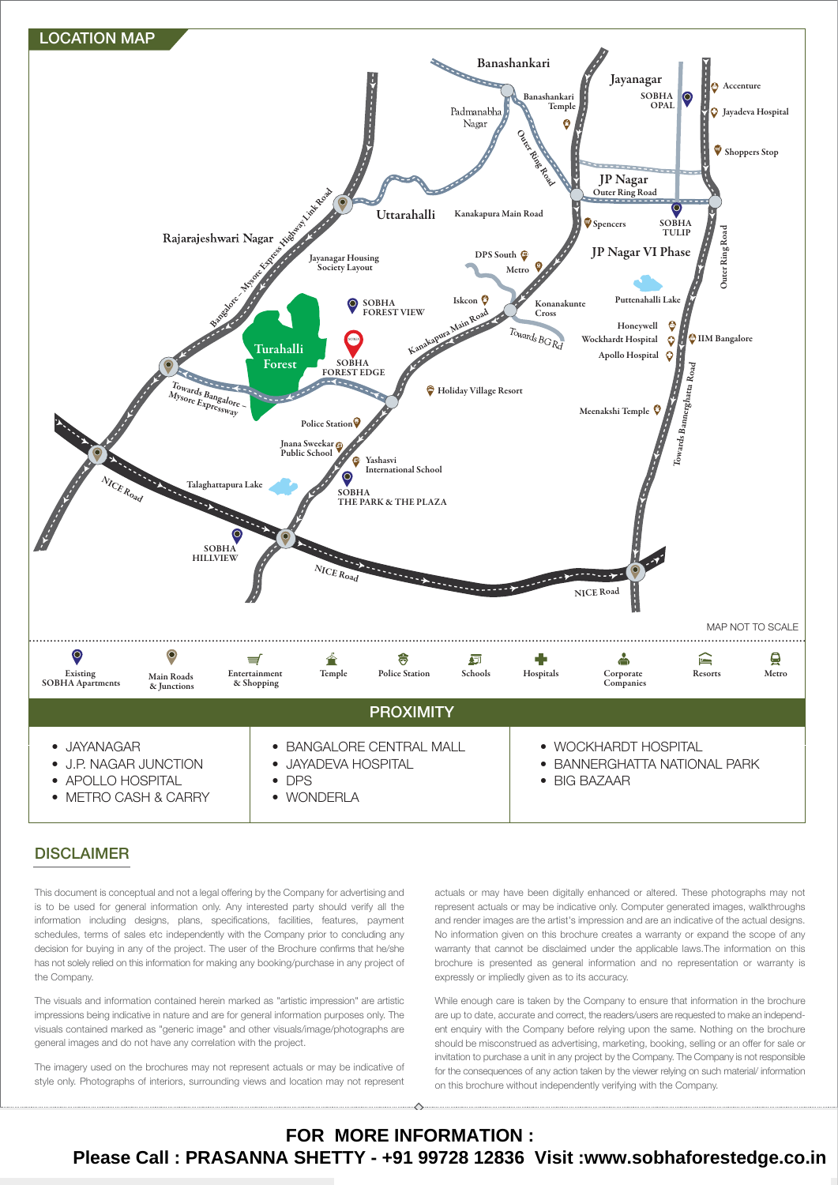## LOCATION MAP

Banashankari
Jayanagar
SOBHA OPAL
Accenture
Jayadeva Hospital
Banashankari Temple
Padmanabha Nagar
Outer Ring Road
Shoppers Stop
JP Nagar
Outer Ring Road
Uttarahalli
Kanakapura Main Road
Spencers
SOBHA TULIP
Rajarajeshwari Nagar
Bangalore – Mysore Express Highway Link Road
Jayanagar Housing Society Layout
DPS South
Metro
JP Nagar VI Phase
Outer Ring Road
SOBHA FOREST VIEW
Iskcon
Konanakunte Cross
Puttenahalli Lake
Kanakapura Main Road
Towards BG Rd
Honeywell
Wockhardt Hospital
IIM Bangalore
Turahalli Forest
SOBHA FOREST EDGE
Apollo Hospital
Towards Bannerghatta Road
Towards Bangalore – Mysore Expressway
Holiday Village Resort
Meenakshi Temple
Police Station
Jnana Sweekar Public School
Yashasvi International School
NICE Road
Talaghattapura Lake
SOBHA THE PARK & THE PLAZA
SOBHA HILLVIEW
NICE Road
NICE Road

MAP NOT TO SCALE

Existing SOBHA Apartments
Main Roads & Junctions
Entertainment & Shopping
Temple
Police Station
Schools
Hospitals
Corporate Companies
Resorts
Metro

## PROXIMITY

- JAYANAGAR
- J.P. NAGAR JUNCTION
- APOLLO HOSPITAL
- METRO CASH & CARRY
- BANGALORE CENTRAL MALL
- JAYADEVA HOSPITAL
- DPS
- WONDERLA
- WOCKHARDT HOSPITAL
- BANNERGHATTA NATIONAL PARK
- BIG BAZAAR

## DISCLAIMER

This document is conceptual and not a legal offering by the Company for advertising and is to be used for general information only. Any interested party should verify all the information including designs, plans, specifications, facilities, features, payment schedules, terms of sales etc independently with the Company prior to concluding any decision for buying in any of the project. The user of the Brochure confirms that he/she has not solely relied on this information for making any booking/purchase in any project of the Company.

The visuals and information contained herein marked as "artistic impression" are artistic impressions being indicative in nature and are for general information purposes only. The visuals contained marked as "generic image" and other visuals/image/photographs are general images and do not have any correlation with the project.

The imagery used on the brochures may not represent actuals or may be indicative of style only. Photographs of interiors, surrounding views and location may not represent actuals or may have been digitally enhanced or altered. These photographs may not represent actuals or may be indicative only. Computer generated images, walkthroughs and render images are the artist's impression and are an indicative of the actual designs. No information given on this brochure creates a warranty or expand the scope of any warranty that cannot be disclaimed under the applicable laws.The information on this brochure is presented as general information and no representation or warranty is expressly or impliedly given as to its accuracy.

While enough care is taken by the Company to ensure that information in the brochure are up to date, accurate and correct, the readers/users are requested to make an independent enquiry with the Company before relying upon the same. Nothing on the brochure should be misconstrued as advertising, marketing, booking, selling or an offer for sale or invitation to purchase a unit in any project by the Company. The Company is not responsible for the consequences of any action taken by the viewer relying on such material/ information on this brochure without independently verifying with the Company.

**FOR MORE INFORMATION :**

**Please Call : PRASANNA SHETTY - +91 99728 12836 Visit :www.sobhaforestedge.co.in**